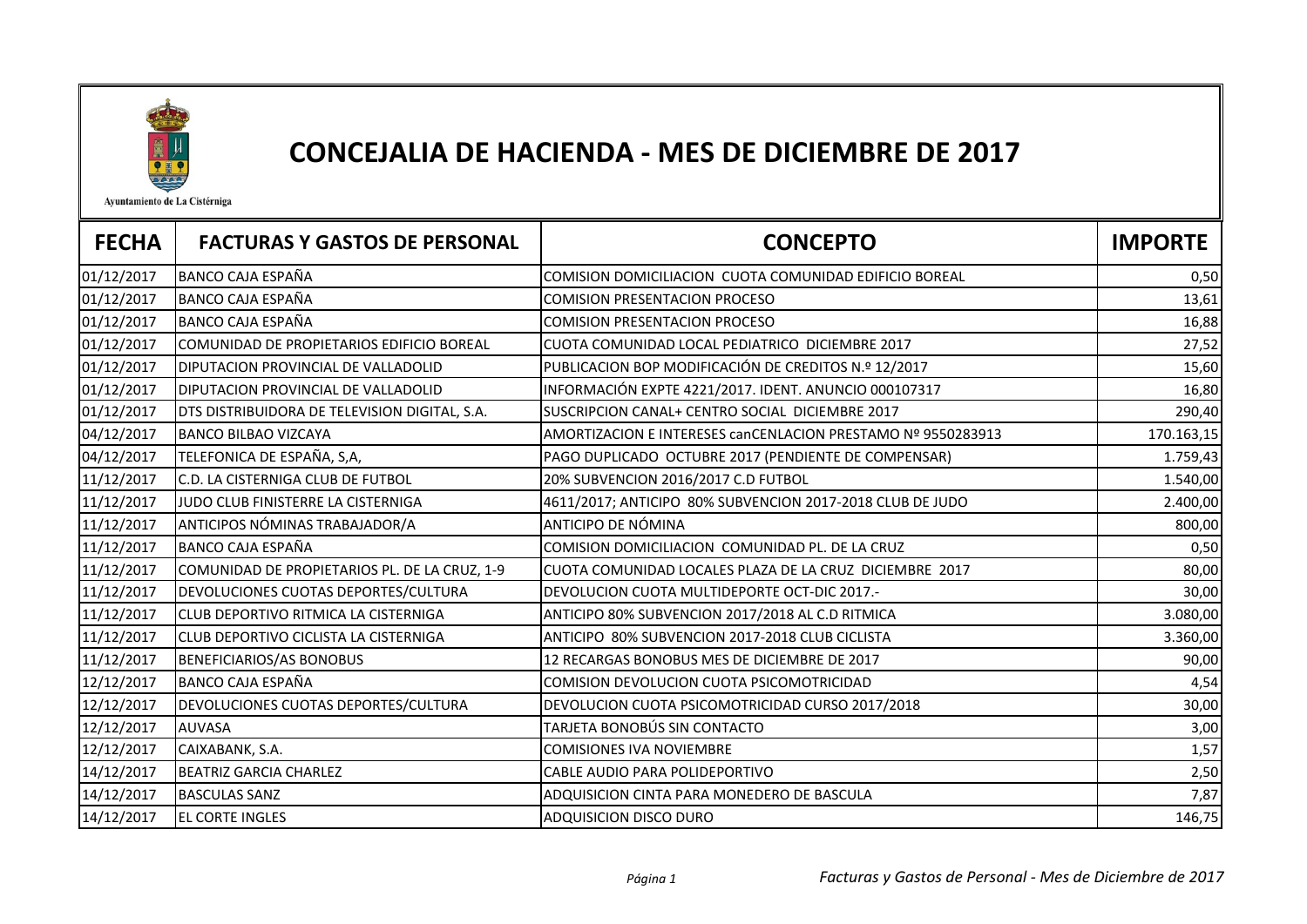Ayuntamiento de La Cistérniga

# CONCEJALIA DE HACIENDA - MES DE DICIEMBRE DE 2017

| FECHA | FACTURAS Y GASTOS DE PERSONAL | CONCEPTO | IMPORTE |
|---|---|---|---|
| 01/12/2017 | BANCO CAJA ESPAÑA | COMISION DOMICILIACION CUOTA COMUNIDAD EDIFICIO BOREAL | 0,50 |
| 01/12/2017 | BANCO CAJA ESPAÑA | COMISION PRESENTACION PROCESO | 13,61 |
| 01/12/2017 | BANCO CAJA ESPAÑA | COMISION PRESENTACION PROCESO | 16,88 |
| 01/12/2017 | COMUNIDAD DE PROPIETARIOS EDIFICIO BOREAL | CUOTA COMUNIDAD LOCAL PEDIATRICO DICIEMBRE 2017 | 27,52 |
| 01/12/2017 | DIPUTACION PROVINCIAL DE VALLADOLID | PUBLICACION BOP MODIFICACIÓN DE CREDITOS N.º 12/2017 | 15,60 |
| 01/12/2017 | DIPUTACION PROVINCIAL DE VALLADOLID | INFORMACIÓN EXPTE 4221/2017. IDENT. ANUNCIO 000107317 | 16,80 |
| 01/12/2017 | DTS DISTRIBUIDORA DE TELEVISION DIGITAL, S.A. | SUSCRIPCION CANAL+ CENTRO SOCIAL DICIEMBRE 2017 | 290,40 |
| 04/12/2017 | BANCO BILBAO VIZCAYA | AMORTIZACION E INTERESES canCENLACION PRESTAMO Nº 9550283913 | 170.163,15 |
| 04/12/2017 | TELEFONICA DE ESPAÑA, S,A, | PAGO DUPLICADO OCTUBRE 2017 (PENDIENTE DE COMPENSAR) | 1.759,43 |
| 11/12/2017 | C.D. LA CISTERNIGA CLUB DE FUTBOL | 20% SUBVENCION 2016/2017 C.D FUTBOL | 1.540,00 |
| 11/12/2017 | JUDO CLUB FINISTERRE LA CISTERNIGA | 4611/2017; ANTICIPO 80% SUBVENCION 2017-2018 CLUB DE JUDO | 2.400,00 |
| 11/12/2017 | ANTICIPOS NÓMINAS TRABAJADOR/A | ANTICIPO DE NÓMINA | 800,00 |
| 11/12/2017 | BANCO CAJA ESPAÑA | COMISION DOMICILIACION COMUNIDAD PL. DE LA CRUZ | 0,50 |
| 11/12/2017 | COMUNIDAD DE PROPIETARIOS PL. DE LA CRUZ, 1-9 | CUOTA COMUNIDAD LOCALES PLAZA DE LA CRUZ DICIEMBRE 2017 | 80,00 |
| 11/12/2017 | DEVOLUCIONES CUOTAS DEPORTES/CULTURA | DEVOLUCION CUOTA MULTIDEPORTE OCT-DIC 2017.- | 30,00 |
| 11/12/2017 | CLUB DEPORTIVO RITMICA LA CISTERNIGA | ANTICIPO 80% SUBVENCION 2017/2018 AL C.D RITMICA | 3.080,00 |
| 11/12/2017 | CLUB DEPORTIVO CICLISTA LA CISTERNIGA | ANTICIPO 80% SUBVENCION 2017-2018 CLUB CICLISTA | 3.360,00 |
| 11/12/2017 | BENEFICIARIOS/AS BONOBUS | 12 RECARGAS BONOBUS MES DE DICIEMBRE DE 2017 | 90,00 |
| 12/12/2017 | BANCO CAJA ESPAÑA | COMISION DEVOLUCION CUOTA PSICOMOTRICIDAD | 4,54 |
| 12/12/2017 | DEVOLUCIONES CUOTAS DEPORTES/CULTURA | DEVOLUCION CUOTA PSICOMOTRICIDAD CURSO 2017/2018 | 30,00 |
| 12/12/2017 | AUVASA | TARJETA BONOBÚS SIN CONTACTO | 3,00 |
| 12/12/2017 | CAIXABANK, S.A. | COMISIONES IVA NOVIEMBRE | 1,57 |
| 14/12/2017 | BEATRIZ GARCIA CHARLEZ | CABLE AUDIO PARA POLIDEPORTIVO | 2,50 |
| 14/12/2017 | BASCULAS SANZ | ADQUISICION CINTA PARA MONEDERO DE BASCULA | 7,87 |
| 14/12/2017 | EL CORTE INGLES | ADQUISICION DISCO DURO | 146,75 |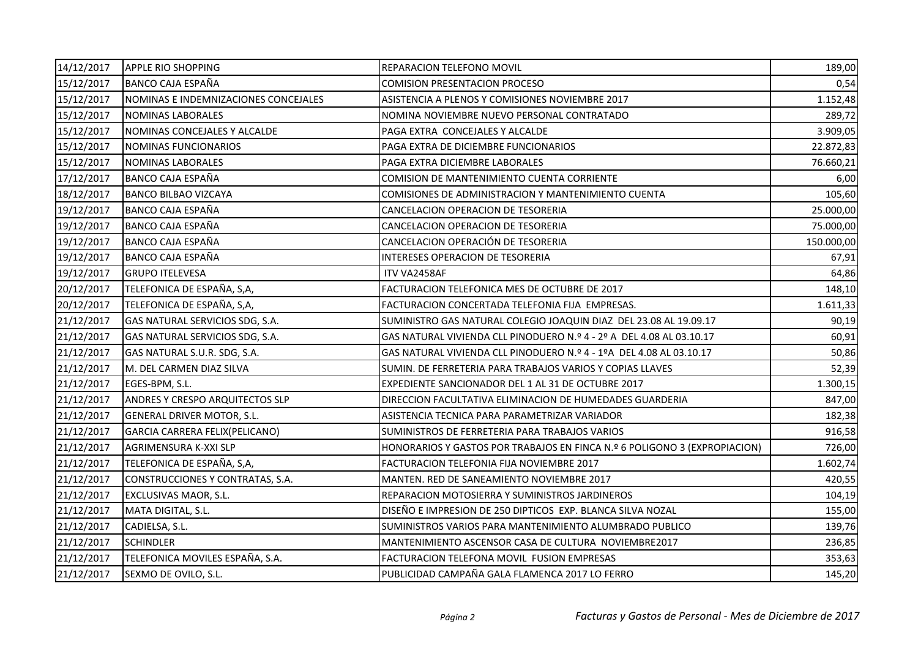| | | | |
|---|---|---|---|
| 14/12/2017 | APPLE RIO SHOPPING | REPARACION TELEFONO MOVIL | 189,00 |
| 15/12/2017 | BANCO CAJA ESPAÑA | COMISION PRESENTACION PROCESO | 0,54 |
| 15/12/2017 | NOMINAS E INDEMNIZACIONES CONCEJALES | ASISTENCIA A PLENOS Y COMISIONES NOVIEMBRE 2017 | 1.152,48 |
| 15/12/2017 | NOMINAS LABORALES | NOMINA NOVIEMBRE NUEVO PERSONAL CONTRATADO | 289,72 |
| 15/12/2017 | NOMINAS CONCEJALES Y ALCALDE | PAGA EXTRA CONCEJALES Y ALCALDE | 3.909,05 |
| 15/12/2017 | NOMINAS FUNCIONARIOS | PAGA EXTRA DE DICIEMBRE FUNCIONARIOS | 22.872,83 |
| 15/12/2017 | NOMINAS LABORALES | PAGA EXTRA DICIEMBRE LABORALES | 76.660,21 |
| 17/12/2017 | BANCO CAJA ESPAÑA | COMISION DE MANTENIMIENTO CUENTA CORRIENTE | 6,00 |
| 18/12/2017 | BANCO BILBAO VIZCAYA | COMISIONES DE ADMINISTRACION Y MANTENIMIENTO CUENTA | 105,60 |
| 19/12/2017 | BANCO CAJA ESPAÑA | CANCELACION OPERACION DE TESORERIA | 25.000,00 |
| 19/12/2017 | BANCO CAJA ESPAÑA | CANCELACION OPERACION DE TESORERIA | 75.000,00 |
| 19/12/2017 | BANCO CAJA ESPAÑA | CANCELACION OPERACIÓN DE TESORERIA | 150.000,00 |
| 19/12/2017 | BANCO CAJA ESPAÑA | INTERESES OPERACION DE TESORERIA | 67,91 |
| 19/12/2017 | GRUPO ITELEVESA | ITV VA2458AF | 64,86 |
| 20/12/2017 | TELEFONICA DE ESPAÑA, S,A, | FACTURACION TELEFONICA MES DE OCTUBRE DE 2017 | 148,10 |
| 20/12/2017 | TELEFONICA DE ESPAÑA, S,A, | FACTURACION CONCERTADA TELEFONIA FIJA EMPRESAS. | 1.611,33 |
| 21/12/2017 | GAS NATURAL SERVICIOS SDG, S.A. | SUMINISTRO GAS NATURAL COLEGIO JOAQUIN DIAZ DEL 23.08 AL 19.09.17 | 90,19 |
| 21/12/2017 | GAS NATURAL SERVICIOS SDG, S.A. | GAS NATURAL VIVIENDA CLL PINODUERO N.º 4 - 2º A DEL 4.08 AL 03.10.17 | 60,91 |
| 21/12/2017 | GAS NATURAL S.U.R. SDG, S.A. | GAS NATURAL VIVIENDA CLL PINODUERO N.º 4 - 1ºA DEL 4.08 AL 03.10.17 | 50,86 |
| 21/12/2017 | M. DEL CARMEN DIAZ SILVA | SUMIN. DE FERRETERIA PARA TRABAJOS VARIOS Y COPIAS LLAVES | 52,39 |
| 21/12/2017 | EGES-BPM, S.L. | EXPEDIENTE SANCIONADOR DEL 1 AL 31 DE OCTUBRE 2017 | 1.300,15 |
| 21/12/2017 | ANDRES Y CRESPO ARQUITECTOS SLP | DIRECCION FACULTATIVA ELIMINACION DE HUMEDADES GUARDERIA | 847,00 |
| 21/12/2017 | GENERAL DRIVER MOTOR, S.L. | ASISTENCIA TECNICA PARA PARAMETRIZAR VARIADOR | 182,38 |
| 21/12/2017 | GARCIA CARRERA FELIX(PELICANO) | SUMINISTROS DE FERRETERIA PARA TRABAJOS VARIOS | 916,58 |
| 21/12/2017 | AGRIMENSURA K-XXI SLP | HONORARIOS Y GASTOS POR TRABAJOS EN FINCA N.º 6 POLIGONO 3 (EXPROPIACION) | 726,00 |
| 21/12/2017 | TELEFONICA DE ESPAÑA, S,A, | FACTURACION TELEFONIA FIJA NOVIEMBRE 2017 | 1.602,74 |
| 21/12/2017 | CONSTRUCCIONES Y CONTRATAS, S.A. | MANTEN. RED DE SANEAMIENTO NOVIEMBRE 2017 | 420,55 |
| 21/12/2017 | EXCLUSIVAS MAOR, S.L. | REPARACION MOTOSIERRA Y SUMINISTROS JARDINEROS | 104,19 |
| 21/12/2017 | MATA DIGITAL, S.L. | DISEÑO E IMPRESION DE 250 DIPTICOS EXP. BLANCA SILVA NOZAL | 155,00 |
| 21/12/2017 | CADIELSA, S.L. | SUMINISTROS VARIOS PARA MANTENIMIENTO ALUMBRADO PUBLICO | 139,76 |
| 21/12/2017 | SCHINDLER | MANTENIMIENTO ASCENSOR CASA DE CULTURA NOVIEMBRE2017 | 236,85 |
| 21/12/2017 | TELEFONICA MOVILES ESPAÑA, S.A. | FACTURACION TELEFONA MOVIL FUSION EMPRESAS | 353,63 |
| 21/12/2017 | SEXMO DE OVILO, S.L. | PUBLICIDAD CAMPAÑA GALA FLAMENCA 2017 LO FERRO | 145,20 |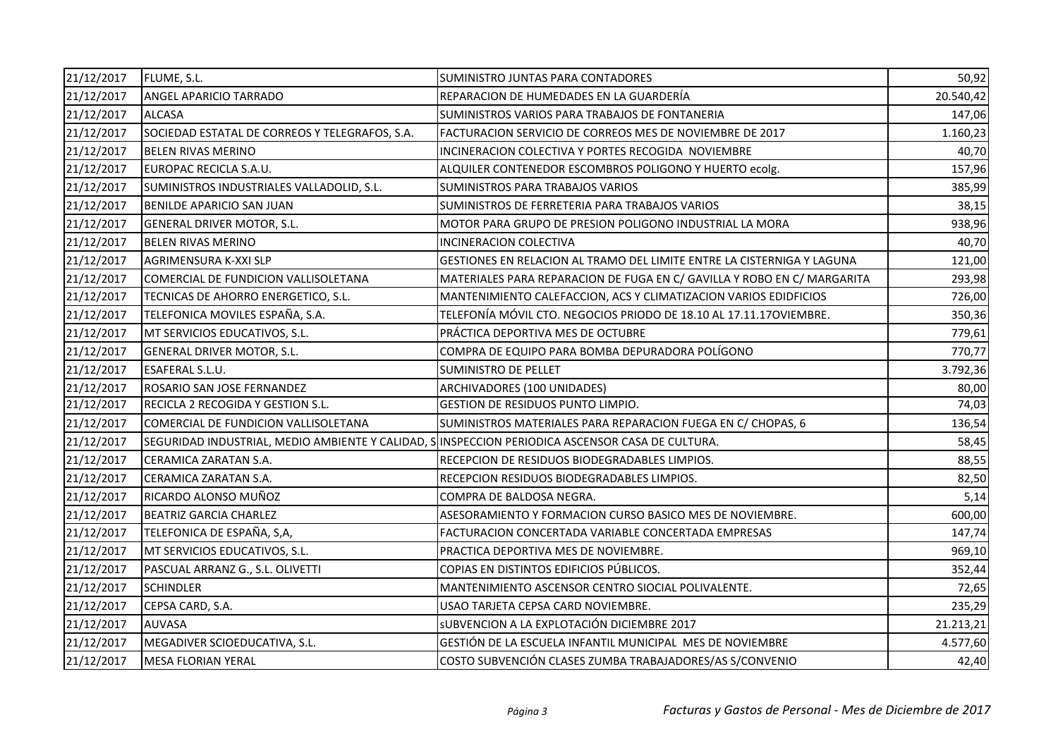| | | | |
|---|---|---|---|
| 21/12/2017 | FLUME, S.L. | SUMINISTRO JUNTAS PARA CONTADORES | 50,92 |
| 21/12/2017 | ANGEL APARICIO TARRADO | REPARACION DE HUMEDADES EN LA GUARDERÍA | 20.540,42 |
| 21/12/2017 | ALCASA | SUMINISTROS VARIOS PARA TRABAJOS DE FONTANERIA | 147,06 |
| 21/12/2017 | SOCIEDAD ESTATAL DE CORREOS Y TELEGRAFOS, S.A. | FACTURACION SERVICIO DE CORREOS MES DE NOVIEMBRE DE 2017 | 1.160,23 |
| 21/12/2017 | BELEN RIVAS MERINO | INCINERACION COLECTIVA Y PORTES RECOGIDA NOVIEMBRE | 40,70 |
| 21/12/2017 | EUROPAC RECICLA S.A.U. | ALQUILER CONTENEDOR ESCOMBROS POLIGONO Y HUERTO ecolg. | 157,96 |
| 21/12/2017 | SUMINISTROS INDUSTRIALES VALLADOLID, S.L. | SUMINISTROS PARA TRABAJOS VARIOS | 385,99 |
| 21/12/2017 | BENILDE APARICIO SAN JUAN | SUMINISTROS DE FERRETERIA PARA TRABAJOS VARIOS | 38,15 |
| 21/12/2017 | GENERAL DRIVER MOTOR, S.L. | MOTOR PARA GRUPO DE PRESION POLIGONO INDUSTRIAL LA MORA | 938,96 |
| 21/12/2017 | BELEN RIVAS MERINO | INCINERACION COLECTIVA | 40,70 |
| 21/12/2017 | AGRIMENSURA K-XXI SLP | GESTIONES EN RELACION AL TRAMO DEL LIMITE ENTRE LA CISTERNIGA Y LAGUNA | 121,00 |
| 21/12/2017 | COMERCIAL DE FUNDICION VALLISOLETANA | MATERIALES PARA REPARACION DE FUGA EN C/ GAVILLA Y ROBO EN C/ MARGARITA | 293,98 |
| 21/12/2017 | TECNICAS DE AHORRO ENERGETICO, S.L. | MANTENIMIENTO CALEFACCION, ACS Y CLIMATIZACION VARIOS EDIDFICIOS | 726,00 |
| 21/12/2017 | TELEFONICA MOVILES ESPAÑA, S.A. | TELEFONÍA MÓVIL CTO. NEGOCIOS PRIODO DE 18.10 AL 17.11.17OVIEMBRE. | 350,36 |
| 21/12/2017 | MT SERVICIOS EDUCATIVOS, S.L. | PRÁCTICA DEPORTIVA MES DE OCTUBRE | 779,61 |
| 21/12/2017 | GENERAL DRIVER MOTOR, S.L. | COMPRA DE EQUIPO PARA BOMBA DEPURADORA POLÍGONO | 770,77 |
| 21/12/2017 | ESAFERAL S.L.U. | SUMINISTRO DE PELLET | 3.792,36 |
| 21/12/2017 | ROSARIO SAN JOSE FERNANDEZ | ARCHIVADORES (100 UNIDADES) | 80,00 |
| 21/12/2017 | RECICLA 2 RECOGIDA Y GESTION S.L. | GESTION DE RESIDUOS PUNTO LIMPIO. | 74,03 |
| 21/12/2017 | COMERCIAL DE FUNDICION VALLISOLETANA | SUMINISTROS MATERIALES PARA REPARACION FUEGA EN C/ CHOPAS, 6 | 136,54 |
| 21/12/2017 | SEGURIDAD INDUSTRIAL, MEDIO AMBIENTE Y CALIDAD, S | INSPECCION PERIODICA ASCENSOR CASA DE CULTURA. | 58,45 |
| 21/12/2017 | CERAMICA ZARATAN S.A. | RECEPCION DE RESIDUOS BIODEGRADABLES LIMPIOS. | 88,55 |
| 21/12/2017 | CERAMICA ZARATAN S.A. | RECEPCION RESIDUOS BIODEGRADABLES LIMPIOS. | 82,50 |
| 21/12/2017 | RICARDO ALONSO MUÑOZ | COMPRA DE BALDOSA NEGRA. | 5,14 |
| 21/12/2017 | BEATRIZ GARCIA CHARLEZ | ASESORAMIENTO Y FORMACION CURSO BASICO MES DE NOVIEMBRE. | 600,00 |
| 21/12/2017 | TELEFONICA DE ESPAÑA, S,A, | FACTURACION CONCERTADA VARIABLE CONCERTADA EMPRESAS | 147,74 |
| 21/12/2017 | MT SERVICIOS EDUCATIVOS, S.L. | PRACTICA DEPORTIVA MES DE NOVIEMBRE. | 969,10 |
| 21/12/2017 | PASCUAL ARRANZ G., S.L. OLIVETTI | COPIAS EN DISTINTOS EDIFICIOS PÚBLICOS. | 352,44 |
| 21/12/2017 | SCHINDLER | MANTENIMIENTO ASCENSOR CENTRO SIOCIAL POLIVALENTE. | 72,65 |
| 21/12/2017 | CEPSA CARD, S.A. | USAO TARJETA CEPSA CARD NOVIEMBRE. | 235,29 |
| 21/12/2017 | AUVASA | sUBVENCION A LA EXPLOTACIÓN DICIEMBRE 2017 | 21.213,21 |
| 21/12/2017 | MEGADIVER SCIOEDUCATIVA, S.L. | GESTIÓN DE LA ESCUELA INFANTIL MUNICIPAL MES DE NOVIEMBRE | 4.577,60 |
| 21/12/2017 | MESA FLORIAN YERAL | COSTO SUBVENCIÓN CLASES ZUMBA TRABAJADORES/AS S/CONVENIO | 42,40 |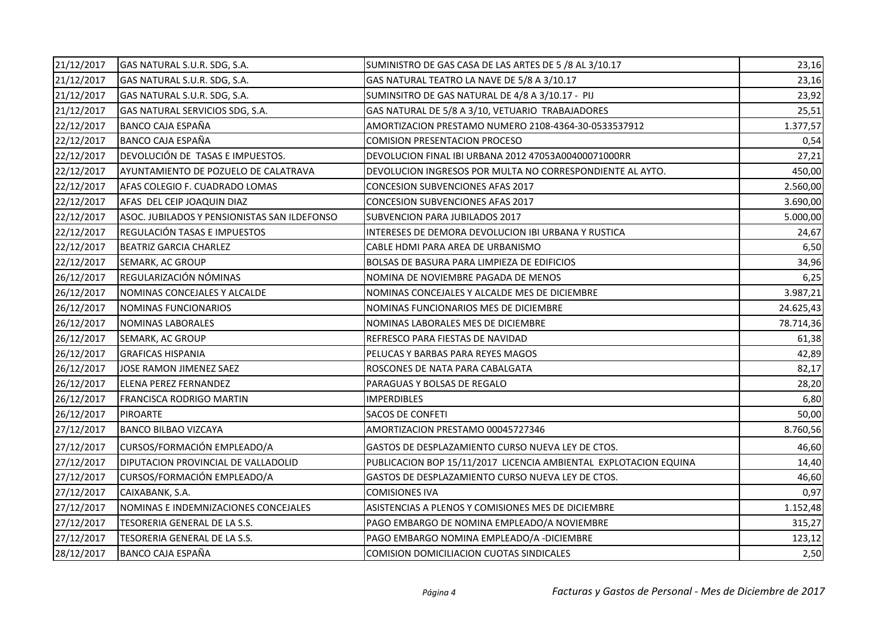| | | | |
|---|---|---|---|
| 21/12/2017 | GAS NATURAL S.U.R. SDG, S.A. | SUMINISTRO DE GAS CASA DE LAS ARTES DE 5 /8 AL 3/10.17 | 23,16 |
| 21/12/2017 | GAS NATURAL S.U.R. SDG, S.A. | GAS NATURAL TEATRO LA NAVE DE 5/8 A 3/10.17 | 23,16 |
| 21/12/2017 | GAS NATURAL S.U.R. SDG, S.A. | SUMINSITRO DE GAS NATURAL DE 4/8 A 3/10.17 - PIJ | 23,92 |
| 21/12/2017 | GAS NATURAL SERVICIOS SDG, S.A. | GAS NATURAL DE 5/8 A 3/10, VETUARIO TRABAJADORES | 25,51 |
| 22/12/2017 | BANCO CAJA ESPAÑA | AMORTIZACION PRESTAMO NUMERO 2108-4364-30-0533537912 | 1.377,57 |
| 22/12/2017 | BANCO CAJA ESPAÑA | COMISION PRESENTACION PROCESO | 0,54 |
| 22/12/2017 | DEVOLUCIÓN DE TASAS E IMPUESTOS. | DEVOLUCION FINAL IBI URBANA 2012 47053A00400071000RR | 27,21 |
| 22/12/2017 | AYUNTAMIENTO DE POZUELO DE CALATRAVA | DEVOLUCION INGRESOS POR MULTA NO CORRESPONDIENTE AL AYTO. | 450,00 |
| 22/12/2017 | AFAS COLEGIO F. CUADRADO LOMAS | CONCESION SUBVENCIONES AFAS 2017 | 2.560,00 |
| 22/12/2017 | AFAS DEL CEIP JOAQUIN DIAZ | CONCESION SUBVENCIONES AFAS 2017 | 3.690,00 |
| 22/12/2017 | ASOC. JUBILADOS Y PENSIONISTAS SAN ILDEFONSO | SUBVENCION PARA JUBILADOS 2017 | 5.000,00 |
| 22/12/2017 | REGULACIÓN TASAS E IMPUESTOS | INTERESES DE DEMORA DEVOLUCION IBI URBANA Y RUSTICA | 24,67 |
| 22/12/2017 | BEATRIZ GARCIA CHARLEZ | CABLE HDMI PARA AREA DE URBANISMO | 6,50 |
| 22/12/2017 | SEMARK, AC GROUP | BOLSAS DE BASURA PARA LIMPIEZA DE EDIFICIOS | 34,96 |
| 26/12/2017 | REGULARIZACIÓN NÓMINAS | NOMINA DE NOVIEMBRE PAGADA DE MENOS | 6,25 |
| 26/12/2017 | NOMINAS CONCEJALES Y ALCALDE | NOMINAS CONCEJALES Y ALCALDE MES DE DICIEMBRE | 3.987,21 |
| 26/12/2017 | NOMINAS FUNCIONARIOS | NOMINAS FUNCIONARIOS MES DE DICIEMBRE | 24.625,43 |
| 26/12/2017 | NOMINAS LABORALES | NOMINAS LABORALES MES DE DICIEMBRE | 78.714,36 |
| 26/12/2017 | SEMARK, AC GROUP | REFRESCO PARA FIESTAS DE NAVIDAD | 61,38 |
| 26/12/2017 | GRAFICAS HISPANIA | PELUCAS Y BARBAS PARA REYES MAGOS | 42,89 |
| 26/12/2017 | JOSE RAMON JIMENEZ SAEZ | ROSCONES DE NATA PARA CABALGATA | 82,17 |
| 26/12/2017 | ELENA PEREZ FERNANDEZ | PARAGUAS Y BOLSAS DE REGALO | 28,20 |
| 26/12/2017 | FRANCISCA RODRIGO MARTIN | IMPERDIBLES | 6,80 |
| 26/12/2017 | PIROARTE | SACOS DE CONFETI | 50,00 |
| 27/12/2017 | BANCO BILBAO VIZCAYA | AMORTIZACION PRESTAMO 00045727346 | 8.760,56 |
| 27/12/2017 | CURSOS/FORMACIÓN EMPLEADO/A | GASTOS DE DESPLAZAMIENTO CURSO NUEVA LEY DE CTOS. | 46,60 |
| 27/12/2017 | DIPUTACION PROVINCIAL DE VALLADOLID | PUBLICACION BOP 15/11/2017 LICENCIA AMBIENTAL EXPLOTACION EQUINA | 14,40 |
| 27/12/2017 | CURSOS/FORMACIÓN EMPLEADO/A | GASTOS DE DESPLAZAMIENTO CURSO NUEVA LEY DE CTOS. | 46,60 |
| 27/12/2017 | CAIXABANK, S.A. | COMISIONES IVA | 0,97 |
| 27/12/2017 | NOMINAS E INDEMNIZACIONES CONCEJALES | ASISTENCIAS A PLENOS Y COMISIONES MES DE DICIEMBRE | 1.152,48 |
| 27/12/2017 | TESORERIA GENERAL DE LA S.S. | PAGO EMBARGO DE NOMINA EMPLEADO/A NOVIEMBRE | 315,27 |
| 27/12/2017 | TESORERIA GENERAL DE LA S.S. | PAGO EMBARGO NOMINA EMPLEADO/A -DICIEMBRE | 123,12 |
| 28/12/2017 | BANCO CAJA ESPAÑA | COMISION DOMICILIACION CUOTAS SINDICALES | 2,50 |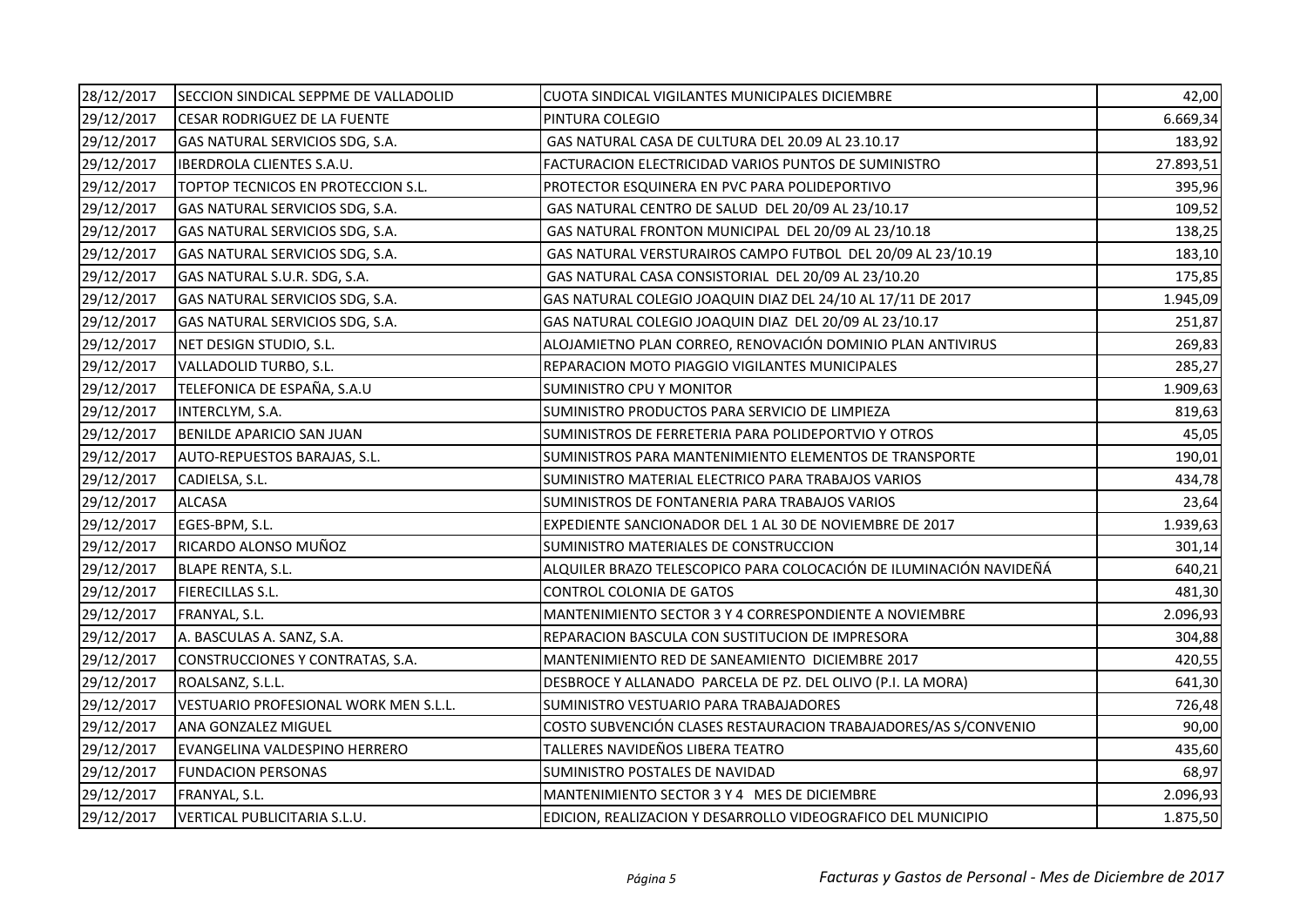| | | | |
|---|---|---|---|
| 28/12/2017 | SECCION SINDICAL SEPPME DE VALLADOLID | CUOTA SINDICAL VIGILANTES MUNICIPALES DICIEMBRE | 42,00 |
| 29/12/2017 | CESAR RODRIGUEZ DE LA FUENTE | PINTURA COLEGIO | 6.669,34 |
| 29/12/2017 | GAS NATURAL SERVICIOS SDG, S.A. | GAS NATURAL CASA DE CULTURA DEL 20.09 AL 23.10.17 | 183,92 |
| 29/12/2017 | IBERDROLA CLIENTES S.A.U. | FACTURACION ELECTRICIDAD VARIOS PUNTOS DE SUMINISTRO | 27.893,51 |
| 29/12/2017 | TOPTOP TECNICOS EN PROTECCION S.L. | PROTECTOR ESQUINERA EN PVC PARA POLIDEPORTIVO | 395,96 |
| 29/12/2017 | GAS NATURAL SERVICIOS SDG, S.A. | GAS NATURAL CENTRO DE SALUD DEL 20/09 AL 23/10.17 | 109,52 |
| 29/12/2017 | GAS NATURAL SERVICIOS SDG, S.A. | GAS NATURAL FRONTON MUNICIPAL DEL 20/09 AL 23/10.18 | 138,25 |
| 29/12/2017 | GAS NATURAL SERVICIOS SDG, S.A. | GAS NATURAL VERSTURAIROS CAMPO FUTBOL DEL 20/09 AL 23/10.19 | 183,10 |
| 29/12/2017 | GAS NATURAL S.U.R. SDG, S.A. | GAS NATURAL CASA CONSISTORIAL DEL 20/09 AL 23/10.20 | 175,85 |
| 29/12/2017 | GAS NATURAL SERVICIOS SDG, S.A. | GAS NATURAL COLEGIO JOAQUIN DIAZ DEL 24/10 AL 17/11 DE 2017 | 1.945,09 |
| 29/12/2017 | GAS NATURAL SERVICIOS SDG, S.A. | GAS NATURAL COLEGIO JOAQUIN DIAZ DEL 20/09 AL 23/10.17 | 251,87 |
| 29/12/2017 | NET DESIGN STUDIO, S.L. | ALOJAMIETNO PLAN CORREO, RENOVACIÓN DOMINIO PLAN ANTIVIRUS | 269,83 |
| 29/12/2017 | VALLADOLID TURBO, S.L. | REPARACION MOTO PIAGGIO VIGILANTES MUNICIPALES | 285,27 |
| 29/12/2017 | TELEFONICA DE ESPAÑA, S.A.U | SUMINISTRO CPU Y MONITOR | 1.909,63 |
| 29/12/2017 | INTERCLYM, S.A. | SUMINISTRO PRODUCTOS PARA SERVICIO DE LIMPIEZA | 819,63 |
| 29/12/2017 | BENILDE APARICIO SAN JUAN | SUMINISTROS DE FERRETERIA PARA POLIDEPORTVIO Y OTROS | 45,05 |
| 29/12/2017 | AUTO-REPUESTOS BARAJAS, S.L. | SUMINISTROS PARA MANTENIMIENTO ELEMENTOS DE TRANSPORTE | 190,01 |
| 29/12/2017 | CADIELSA, S.L. | SUMINISTRO MATERIAL ELECTRICO PARA TRABAJOS VARIOS | 434,78 |
| 29/12/2017 | ALCASA | SUMINISTROS DE FONTANERIA PARA TRABAJOS VARIOS | 23,64 |
| 29/12/2017 | EGES-BPM, S.L. | EXPEDIENTE SANCIONADOR DEL 1 AL 30 DE NOVIEMBRE DE 2017 | 1.939,63 |
| 29/12/2017 | RICARDO ALONSO MUÑOZ | SUMINISTRO MATERIALES DE CONSTRUCCION | 301,14 |
| 29/12/2017 | BLAPE RENTA, S.L. | ALQUILER BRAZO TELESCOPICO PARA COLOCACIÓN DE ILUMINACIÓN NAVIDEÑÁ | 640,21 |
| 29/12/2017 | FIERECILLAS S.L. | CONTROL COLONIA DE GATOS | 481,30 |
| 29/12/2017 | FRANYAL, S.L. | MANTENIMIENTO SECTOR 3 Y 4 CORRESPONDIENTE A NOVIEMBRE | 2.096,93 |
| 29/12/2017 | A. BASCULAS A. SANZ, S.A. | REPARACION BASCULA CON SUSTITUCION DE IMPRESORA | 304,88 |
| 29/12/2017 | CONSTRUCCIONES Y CONTRATAS, S.A. | MANTENIMIENTO RED DE SANEAMIENTO DICIEMBRE 2017 | 420,55 |
| 29/12/2017 | ROALSANZ, S.L.L. | DESBROCE Y ALLANADO PARCELA DE PZ. DEL OLIVO (P.I. LA MORA) | 641,30 |
| 29/12/2017 | VESTUARIO PROFESIONAL WORK MEN S.L.L. | SUMINISTRO VESTUARIO PARA TRABAJADORES | 726,48 |
| 29/12/2017 | ANA GONZALEZ MIGUEL | COSTO SUBVENCIÓN CLASES RESTAURACION TRABAJADORES/AS S/CONVENIO | 90,00 |
| 29/12/2017 | EVANGELINA VALDESPINO HERRERO | TALLERES NAVIDEÑOS LIBERA TEATRO | 435,60 |
| 29/12/2017 | FUNDACION PERSONAS | SUMINISTRO POSTALES DE NAVIDAD | 68,97 |
| 29/12/2017 | FRANYAL, S.L. | MANTENIMIENTO SECTOR 3 Y 4 MES DE DICIEMBRE | 2.096,93 |
| 29/12/2017 | VERTICAL PUBLICITARIA S.L.U. | EDICION, REALIZACION Y DESARROLLO VIDEOGRAFICO DEL MUNICIPIO | 1.875,50 |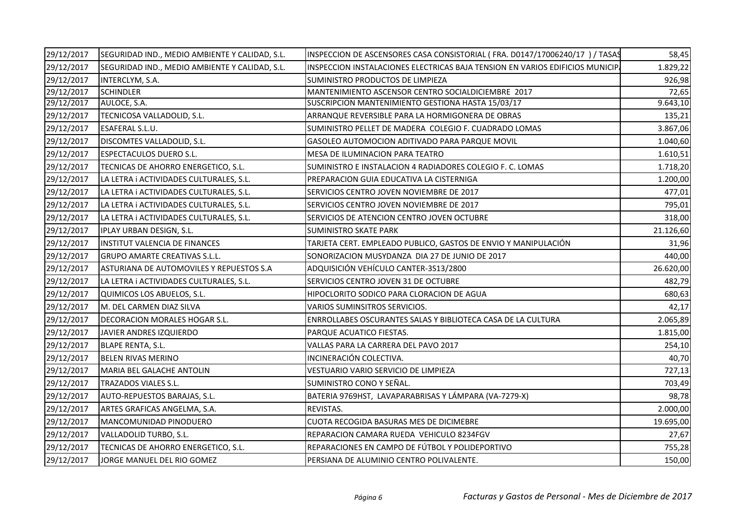| | | | |
|---|---|---|---|
| 29/12/2017 | SEGURIDAD IND., MEDIO AMBIENTE Y CALIDAD, S.L. | INSPECCION DE ASCENSORES CASA CONSISTORIAL ( FRA. D0147/17006240/17 ) / TASAS | 58,45 |
| 29/12/2017 | SEGURIDAD IND., MEDIO AMBIENTE Y CALIDAD, S.L. | INSPECCION INSTALACIONES ELECTRICAS BAJA TENSION EN VARIOS EDIFICIOS MUNICIP. | 1.829,22 |
| 29/12/2017 | INTERCLYM, S.A. | SUMINISTRO PRODUCTOS DE LIMPIEZA | 926,98 |
| 29/12/2017 | SCHINDLER | MANTENIMIENTO ASCENSOR CENTRO SOCIALDICIEMBRE 2017 | 72,65 |
| 29/12/2017 | AULOCE, S.A. | SUSCRIPCION MANTENIMIENTO GESTIONA HASTA 15/03/17 | 9.643,10 |
| 29/12/2017 | TECNICOSA VALLADOLID, S.L. | ARRANQUE REVERSIBLE PARA LA HORMIGONERA DE OBRAS | 135,21 |
| 29/12/2017 | ESAFERAL S.L.U. | SUMINISTRO PELLET DE MADERA COLEGIO F. CUADRADO LOMAS | 3.867,06 |
| 29/12/2017 | DISCOMTES VALLADOLID, S.L. | GASOLEO AUTOMOCION ADITIVADO PARA PARQUE MOVIL | 1.040,60 |
| 29/12/2017 | ESPECTACULOS DUERO S.L. | MESA DE ILUMINACION PARA TEATRO | 1.610,51 |
| 29/12/2017 | TECNICAS DE AHORRO ENERGETICO, S.L. | SUMINISTRO E INSTALACION 4 RADIADORES COLEGIO F. C. LOMAS | 1.718,20 |
| 29/12/2017 | LA LETRA i ACTIVIDADES CULTURALES, S.L. | PREPARACION GUIA EDUCATIVA LA CISTERNIGA | 1.200,00 |
| 29/12/2017 | LA LETRA i ACTIVIDADES CULTURALES, S.L. | SERVICIOS CENTRO JOVEN NOVIEMBRE DE 2017 | 477,01 |
| 29/12/2017 | LA LETRA i ACTIVIDADES CULTURALES, S.L. | SERVICIOS CENTRO JOVEN NOVIEMBRE DE 2017 | 795,01 |
| 29/12/2017 | LA LETRA i ACTIVIDADES CULTURALES, S.L. | SERVICIOS DE ATENCION CENTRO JOVEN OCTUBRE | 318,00 |
| 29/12/2017 | IPLAY URBAN DESIGN, S.L. | SUMINISTRO SKATE PARK | 21.126,60 |
| 29/12/2017 | INSTITUT VALENCIA DE FINANCES | TARJETA CERT. EMPLEADO PUBLICO, GASTOS DE ENVIO Y MANIPULACIÓN | 31,96 |
| 29/12/2017 | GRUPO AMARTE CREATIVAS S.L.L. | SONORIZACION MUSYDANZA DIA 27 DE JUNIO DE 2017 | 440,00 |
| 29/12/2017 | ASTURIANA DE AUTOMOVILES Y REPUESTOS S.A | ADQUISICIÓN VEHÍCULO CANTER-3S13/2800 | 26.620,00 |
| 29/12/2017 | LA LETRA i ACTIVIDADES CULTURALES, S.L. | SERVICIOS CENTRO JOVEN 31 DE OCTUBRE | 482,79 |
| 29/12/2017 | QUIMICOS LOS ABUELOS, S.L. | HIPOCLORITO SODICO PARA CLORACION DE AGUA | 680,63 |
| 29/12/2017 | M. DEL CARMEN DIAZ SILVA | VARIOS SUMINSITROS SERVICIOS. | 42,17 |
| 29/12/2017 | DECORACION MORALES HOGAR S.L. | ENRROLLABES OSCURANTES SALAS Y BIBLIOTECA CASA DE LA CULTURA | 2.065,89 |
| 29/12/2017 | JAVIER ANDRES IZQUIERDO | PARQUE ACUATICO FIESTAS. | 1.815,00 |
| 29/12/2017 | BLAPE RENTA, S.L. | VALLAS PARA LA CARRERA DEL PAVO 2017 | 254,10 |
| 29/12/2017 | BELEN RIVAS MERINO | INCINERACIÓN COLECTIVA. | 40,70 |
| 29/12/2017 | MARIA BEL GALACHE ANTOLIN | VESTUARIO VARIO SERVICIO DE LIMPIEZA | 727,13 |
| 29/12/2017 | TRAZADOS VIALES S.L. | SUMINISTRO CONO Y SEÑAL. | 703,49 |
| 29/12/2017 | AUTO-REPUESTOS BARAJAS, S.L. | BATERIA 9769HST, LAVAPARABRISAS Y LÁMPARA (VA-7279-X) | 98,78 |
| 29/12/2017 | ARTES GRAFICAS ANGELMA, S.A. | REVISTAS. | 2.000,00 |
| 29/12/2017 | MANCOMUNIDAD PINODUERO | CUOTA RECOGIDA BASURAS MES DE DICIMEBRE | 19.695,00 |
| 29/12/2017 | VALLADOLID TURBO, S.L. | REPARACION CAMARA RUEDA VEHICULO 8234FGV | 27,67 |
| 29/12/2017 | TECNICAS DE AHORRO ENERGETICO, S.L. | REPARACIONES EN CAMPO DE FÚTBOL Y POLIDEPORTIVO | 755,28 |
| 29/12/2017 | JORGE MANUEL DEL RIO GOMEZ | PERSIANA DE ALUMINIO CENTRO POLIVALENTE. | 150,00 |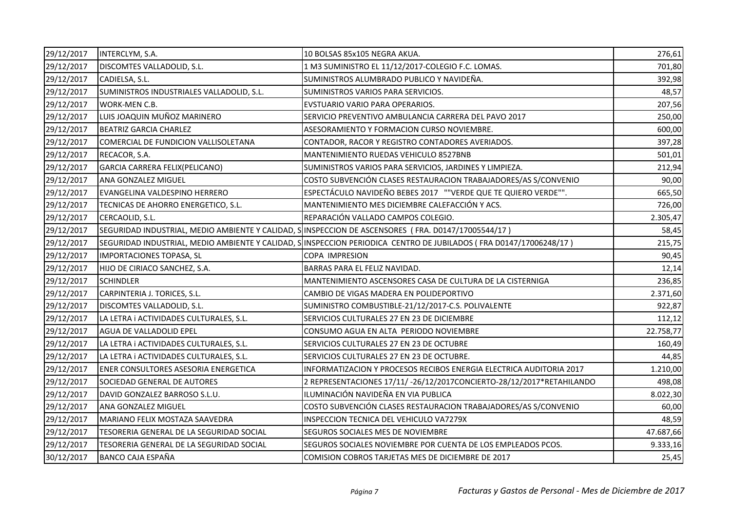| | | | |
|---|---|---|---|
| 29/12/2017 | INTERCLYM, S.A. | 10 BOLSAS 85x105 NEGRA AKUA. | 276,61 |
| 29/12/2017 | DISCOMTES VALLADOLID, S.L. | 1 M3 SUMINISTRO EL 11/12/2017-COLEGIO F.C. LOMAS. | 701,80 |
| 29/12/2017 | CADIELSA, S.L. | SUMINISTROS ALUMBRADO PUBLICO Y NAVIDEÑA. | 392,98 |
| 29/12/2017 | SUMINISTROS INDUSTRIALES VALLADOLID, S.L. | SUMINISTROS VARIOS PARA SERVICIOS. | 48,57 |
| 29/12/2017 | WORK-MEN C.B. | EVSTUARIO VARIO PARA OPERARIOS. | 207,56 |
| 29/12/2017 | LUIS JOAQUIN MUÑOZ MARINERO | SERVICIO PREVENTIVO AMBULANCIA CARRERA DEL PAVO 2017 | 250,00 |
| 29/12/2017 | BEATRIZ GARCIA CHARLEZ | ASESORAMIENTO Y FORMACION CURSO NOVIEMBRE. | 600,00 |
| 29/12/2017 | COMERCIAL DE FUNDICION VALLISOLETANA | CONTADOR, RACOR Y REGISTRO CONTADORES AVERIADOS. | 397,28 |
| 29/12/2017 | RECACOR, S.A. | MANTENIMIENTO RUEDAS VEHICULO 8527BNB | 501,01 |
| 29/12/2017 | GARCIA CARRERA FELIX(PELICANO) | SUMINISTROS VARIOS PARA SERVICIOS, JARDINES Y LIMPIEZA. | 212,94 |
| 29/12/2017 | ANA GONZALEZ MIGUEL | COSTO SUBVENCIÓN CLASES RESTAURACION TRABAJADORES/AS S/CONVENIO | 90,00 |
| 29/12/2017 | EVANGELINA VALDESPINO HERRERO | ESPECTÁCULO NAVIDEÑO BEBES 2017 ""VERDE QUE TE QUIERO VERDE"". | 665,50 |
| 29/12/2017 | TECNICAS DE AHORRO ENERGETICO, S.L. | MANTENIMIENTO MES DICIEMBRE CALEFACCIÓN Y ACS. | 726,00 |
| 29/12/2017 | CERCAOLID, S.L. | REPARACIÓN VALLADO CAMPOS COLEGIO. | 2.305,47 |
| 29/12/2017 | SEGURIDAD INDUSTRIAL, MEDIO AMBIENTE Y CALIDAD, S | INSPECCION DE ASCENSORES ( FRA. D0147/17005544/17 ) | 58,45 |
| 29/12/2017 | SEGURIDAD INDUSTRIAL, MEDIO AMBIENTE Y CALIDAD, S | INSPECCION PERIODICA CENTRO DE JUBILADOS ( FRA D0147/17006248/17 ) | 215,75 |
| 29/12/2017 | IMPORTACIONES TOPASA, SL | COPA IMPRESION | 90,45 |
| 29/12/2017 | HIJO DE CIRIACO SANCHEZ, S.A. | BARRAS PARA EL FELIZ NAVIDAD. | 12,14 |
| 29/12/2017 | SCHINDLER | MANTENIMIENTO ASCENSORES CASA DE CULTURA DE LA CISTERNIGA | 236,85 |
| 29/12/2017 | CARPINTERIA J. TORICES, S.L. | CAMBIO DE VIGAS MADERA EN POLIDEPORTIVO | 2.371,60 |
| 29/12/2017 | DISCOMTES VALLADOLID, S.L. | SUMINISTRO COMBUSTIBLE-21/12/2017-C.S. POLIVALENTE | 922,87 |
| 29/12/2017 | LA LETRA i ACTIVIDADES CULTURALES, S.L. | SERVICIOS CULTURALES 27 EN 23 DE DICIEMBRE | 112,12 |
| 29/12/2017 | AGUA DE VALLADOLID EPEL | CONSUMO AGUA EN ALTA PERIODO NOVIEMBRE | 22.758,77 |
| 29/12/2017 | LA LETRA i ACTIVIDADES CULTURALES, S.L. | SERVICIOS CULTURALES 27 EN 23 DE OCTUBRE | 160,49 |
| 29/12/2017 | LA LETRA i ACTIVIDADES CULTURALES, S.L. | SERVICIOS CULTURALES 27 EN 23 DE OCTUBRE. | 44,85 |
| 29/12/2017 | ENER CONSULTORES ASESORIA ENERGETICA | INFORMATIZACION Y PROCESOS RECIBOS ENERGIA ELECTRICA AUDITORIA 2017 | 1.210,00 |
| 29/12/2017 | SOCIEDAD GENERAL DE AUTORES | 2 REPRESENTACIONES 17/11/ -26/12/2017CONCIERTO-28/12/2017*RETAHILANDO | 498,08 |
| 29/12/2017 | DAVID GONZALEZ BARROSO S.L.U. | ILUMINACIÓN NAVIDEÑA EN VIA PUBLICA | 8.022,30 |
| 29/12/2017 | ANA GONZALEZ MIGUEL | COSTO SUBVENCIÓN CLASES RESTAURACION TRABAJADORES/AS S/CONVENIO | 60,00 |
| 29/12/2017 | MARIANO FELIX MOSTAZA SAAVEDRA | INSPECCION TECNICA DEL VEHICULO VA7279X | 48,59 |
| 29/12/2017 | TESORERIA GENERAL DE LA SEGURIDAD SOCIAL | SEGUROS SOCIALES MES DE NOVIEMBRE | 47.687,66 |
| 29/12/2017 | TESORERIA GENERAL DE LA SEGURIDAD SOCIAL | SEGUROS SOCIALES NOVIEMBRE POR CUENTA DE LOS EMPLEADOS PCOS. | 9.333,16 |
| 30/12/2017 | BANCO CAJA ESPAÑA | COMISION COBROS TARJETAS MES DE DICIEMBRE DE 2017 | 25,45 |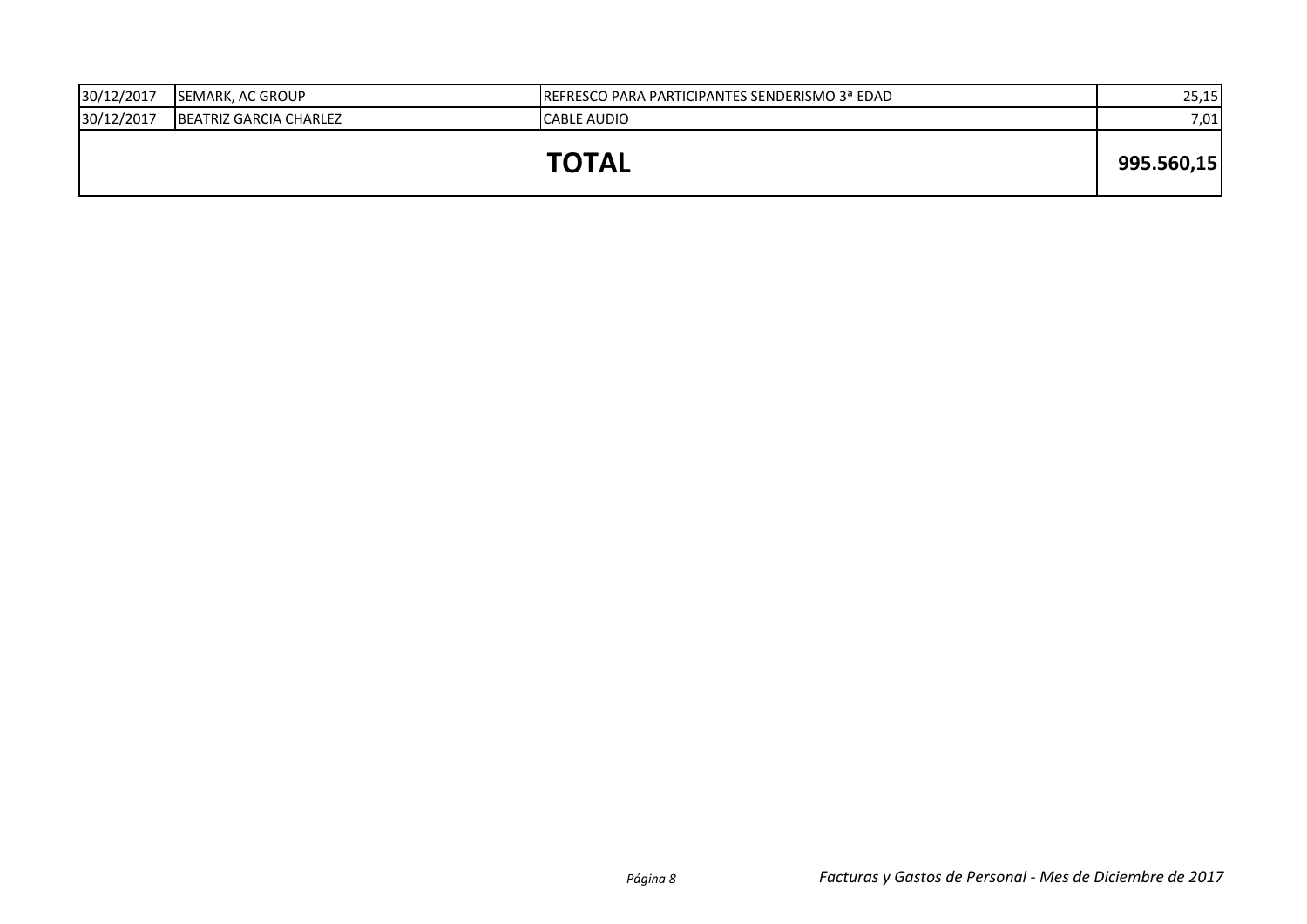| | | | |
|---|---|---|---|
| 30/12/2017 | SEMARK, AC GROUP | REFRESCO PARA PARTICIPANTES SENDERISMO 3ª EDAD | 25,15 |
| 30/12/2017 | BEATRIZ GARCIA CHARLEZ | CABLE AUDIO | 7,01 |
| | | **TOTAL** | **995.560,15** |